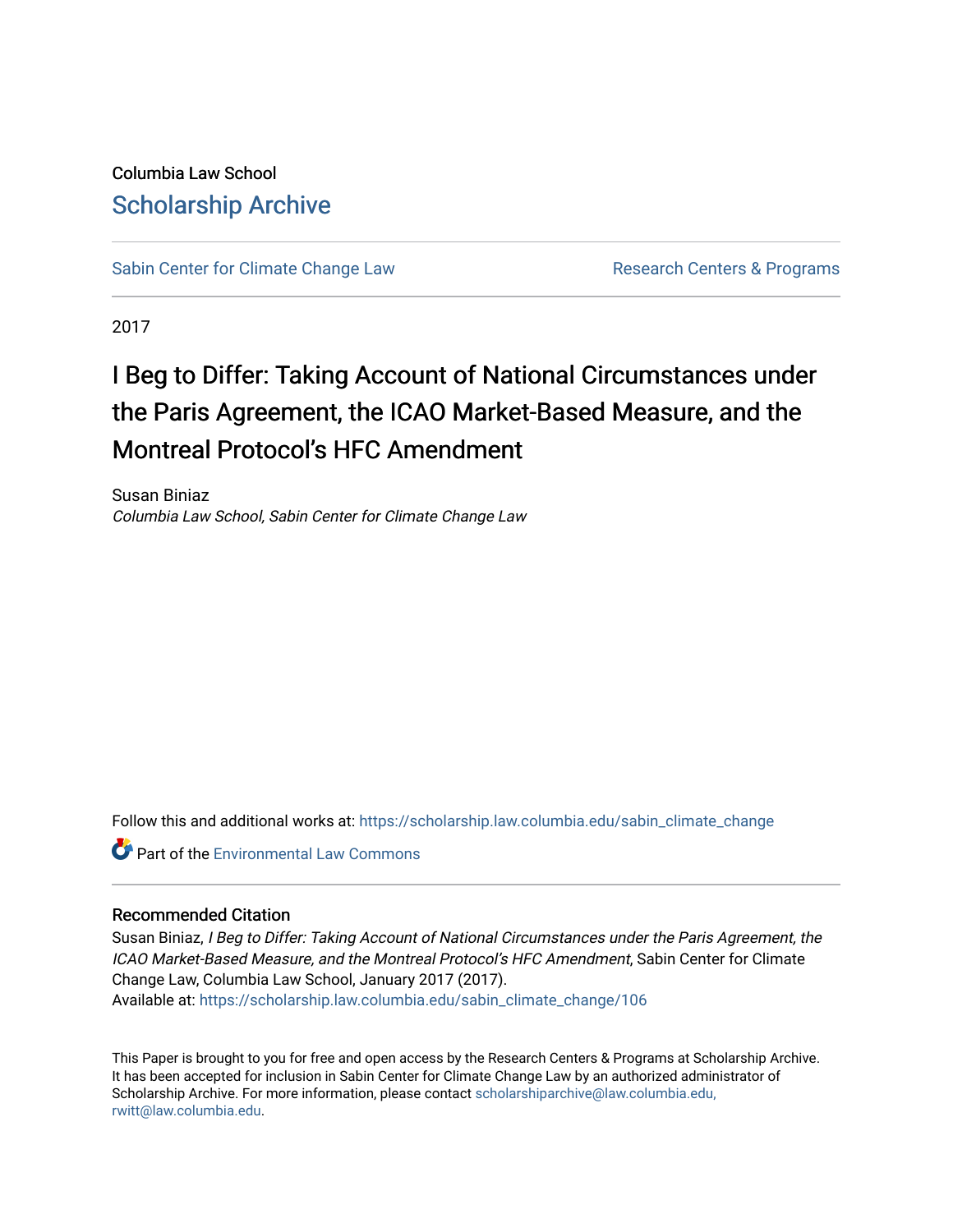Columbia Law School

# Scholarship Archive

Sabin Center for Climate Change Law | Research Centers & Programs

2017

## I Beg to Differ: Taking Account of National Circumstances under the Paris Agreement, the ICAO Market-Based Measure, and the Montreal Protocol's HFC Amendment

Susan Biniaz
*Columbia Law School, Sabin Center for Climate Change Law*

Follow this and additional works at: https://scholarship.law.columbia.edu/sabin_climate_change

Part of the Environmental Law Commons

### Recommended Citation

Susan Biniaz, *I Beg to Differ: Taking Account of National Circumstances under the Paris Agreement, the ICAO Market-Based Measure, and the Montreal Protocol's HFC Amendment*, Sabin Center for Climate Change Law, Columbia Law School, January 2017 (2017).
Available at: https://scholarship.law.columbia.edu/sabin_climate_change/106

This Paper is brought to you for free and open access by the Research Centers & Programs at Scholarship Archive. It has been accepted for inclusion in Sabin Center for Climate Change Law by an authorized administrator of Scholarship Archive. For more information, please contact scholarshiparchive@law.columbia.edu, rwitt@law.columbia.edu.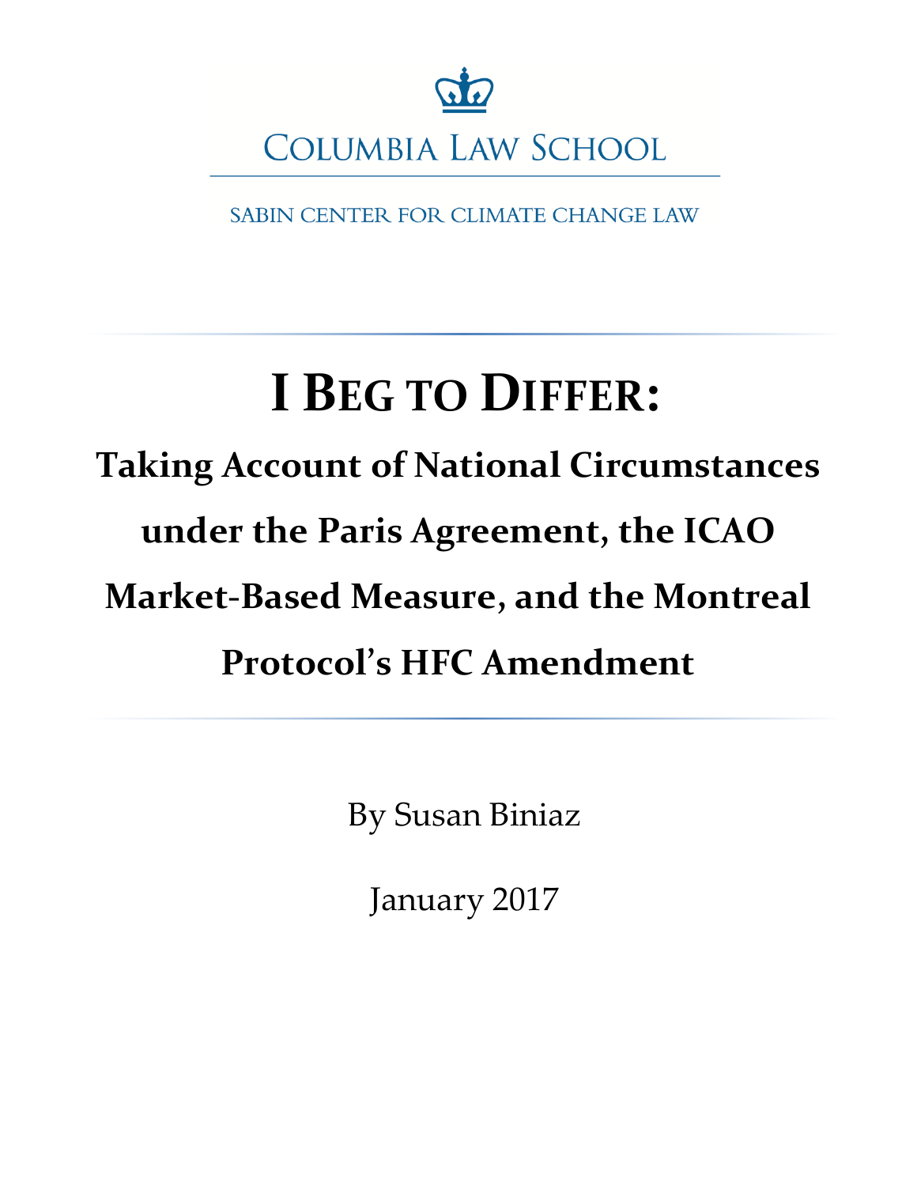COLUMBIA LAW SCHOOL

SABIN CENTER FOR CLIMATE CHANGE LAW

# I BEG TO DIFFER:

## Taking Account of National Circumstances under the Paris Agreement, the ICAO Market-Based Measure, and the Montreal Protocol's HFC Amendment

By Susan Biniaz

January 2017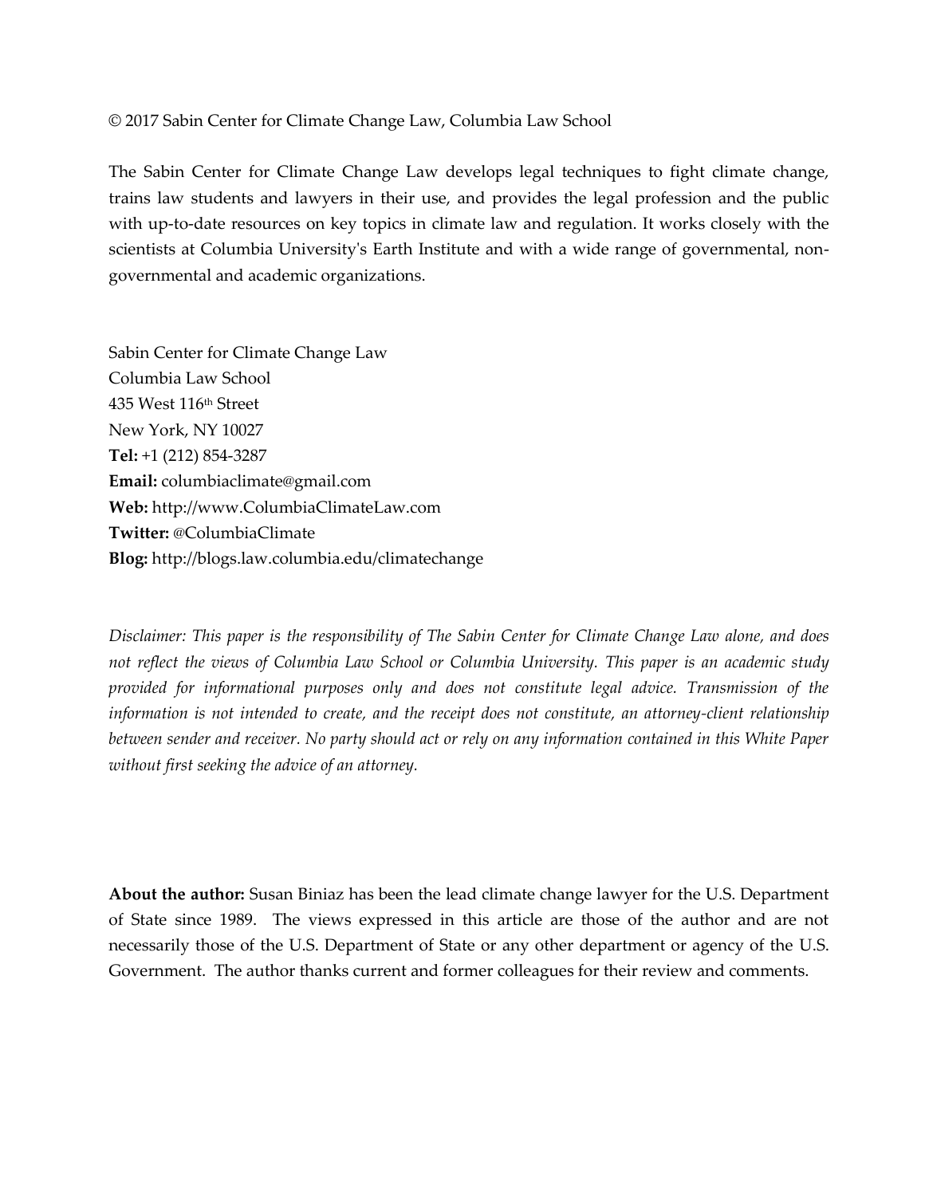© 2017 Sabin Center for Climate Change Law, Columbia Law School

The Sabin Center for Climate Change Law develops legal techniques to fight climate change, trains law students and lawyers in their use, and provides the legal profession and the public with up-to-date resources on key topics in climate law and regulation. It works closely with the scientists at Columbia University's Earth Institute and with a wide range of governmental, non-governmental and academic organizations.

Sabin Center for Climate Change Law  
Columbia Law School  
435 West 116th Street  
New York, NY 10027  
**Tel:** +1 (212) 854-3287  
**Email:** columbiaclimate@gmail.com  
**Web:** http://www.ColumbiaClimateLaw.com  
**Twitter:** @ColumbiaClimate  
**Blog:** http://blogs.law.columbia.edu/climatechange

*Disclaimer: This paper is the responsibility of The Sabin Center for Climate Change Law alone, and does not reflect the views of Columbia Law School or Columbia University. This paper is an academic study provided for informational purposes only and does not constitute legal advice. Transmission of the information is not intended to create, and the receipt does not constitute, an attorney-client relationship between sender and receiver. No party should act or rely on any information contained in this White Paper without first seeking the advice of an attorney.*

**About the author:** Susan Biniaz has been the lead climate change lawyer for the U.S. Department of State since 1989. The views expressed in this article are those of the author and are not necessarily those of the U.S. Department of State or any other department or agency of the U.S. Government. The author thanks current and former colleagues for their review and comments.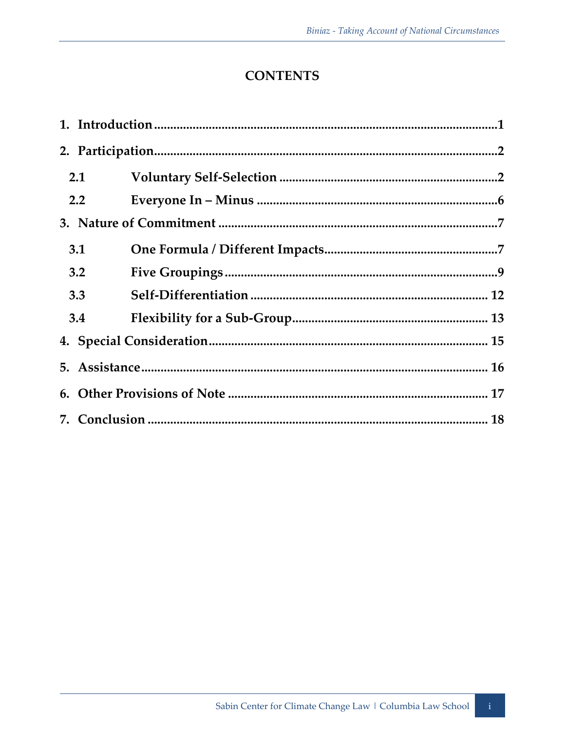# CONTENTS

1. Introduction ........................................................................................................1
2. Participation........................................................................................................2
   - 2.1 Voluntary Self-Selection ...............................................................................2
   - 2.2 Everyone In – Minus .....................................................................................6
3. Nature of Commitment .....................................................................................7
   - 3.1 One Formula / Different Impacts.................................................................7
   - 3.2 Five Groupings ...............................................................................................9
   - 3.3 Self-Differentiation ....................................................................................... 12
   - 3.4 Flexibility for a Sub-Group.......................................................................... 13
4. Special Consideration...................................................................................... 15
5. Assistance.......................................................................................................... 16
6. Other Provisions of Note ................................................................................ 17
7. Conclusion ........................................................................................................ 18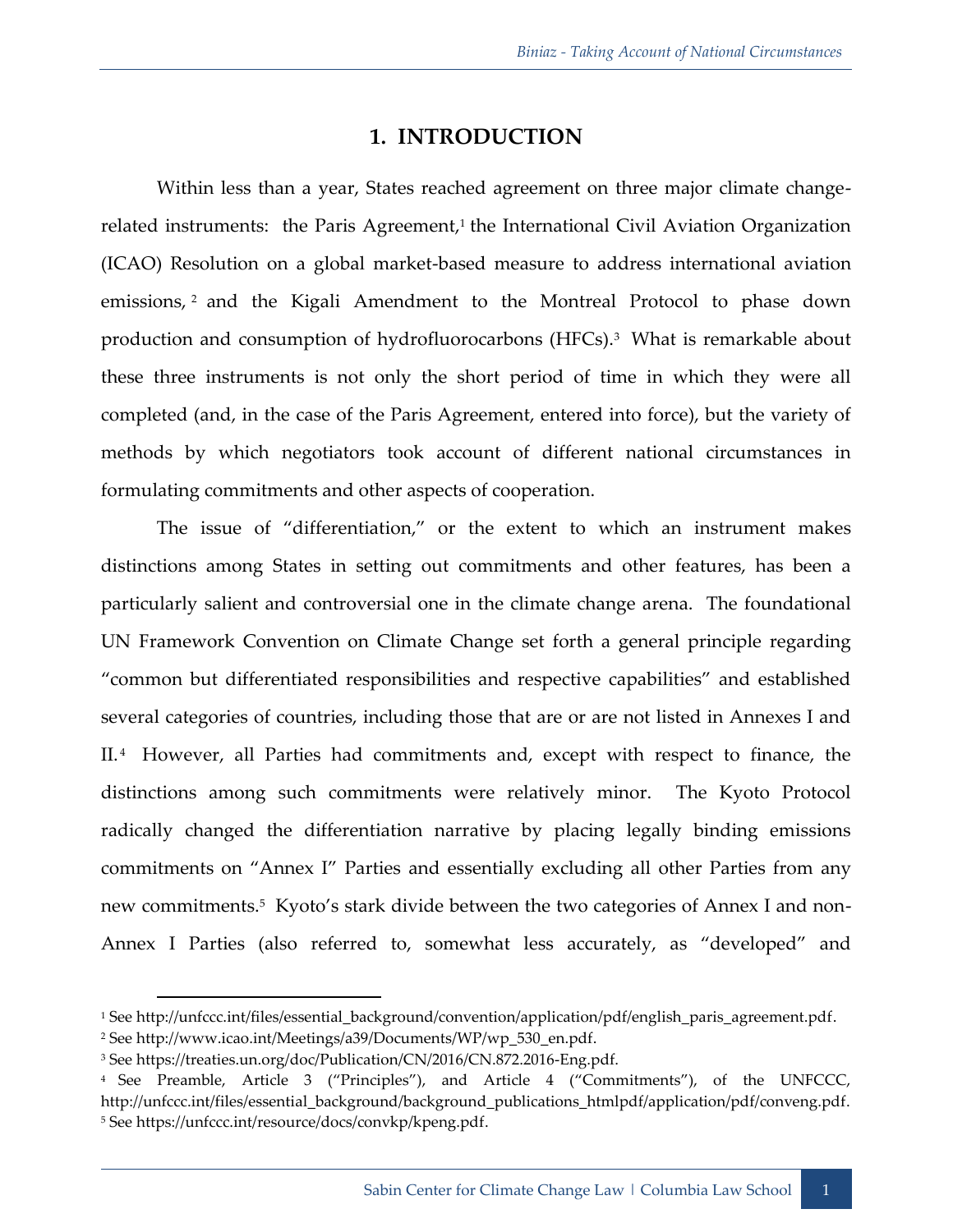# 1. INTRODUCTION

Within less than a year, States reached agreement on three major climate change-related instruments: the Paris Agreement,[1] the International Civil Aviation Organization (ICAO) Resolution on a global market-based measure to address international aviation emissions,[2] and the Kigali Amendment to the Montreal Protocol to phase down production and consumption of hydrofluorocarbons (HFCs).[3] What is remarkable about these three instruments is not only the short period of time in which they were all completed (and, in the case of the Paris Agreement, entered into force), but the variety of methods by which negotiators took account of different national circumstances in formulating commitments and other aspects of cooperation.

The issue of "differentiation," or the extent to which an instrument makes distinctions among States in setting out commitments and other features, has been a particularly salient and controversial one in the climate change arena. The foundational UN Framework Convention on Climate Change set forth a general principle regarding "common but differentiated responsibilities and respective capabilities" and established several categories of countries, including those that are or are not listed in Annexes I and II.[4] However, all Parties had commitments and, except with respect to finance, the distinctions among such commitments were relatively minor. The Kyoto Protocol radically changed the differentiation narrative by placing legally binding emissions commitments on "Annex I" Parties and essentially excluding all other Parties from any new commitments.[5] Kyoto's stark divide between the two categories of Annex I and non-Annex I Parties (also referred to, somewhat less accurately, as "developed" and

---

[1] See http://unfccc.int/files/essential_background/convention/application/pdf/english_paris_agreement.pdf.

[2] See http://www.icao.int/Meetings/a39/Documents/WP/wp_530_en.pdf.

[3] See https://treaties.un.org/doc/Publication/CN/2016/CN.872.2016-Eng.pdf.

[4] See Preamble, Article 3 ("Principles"), and Article 4 ("Commitments"), of the UNFCCC, http://unfccc.int/files/essential_background/background_publications_htmlpdf/application/pdf/conveng.pdf.

[5] See https://unfccc.int/resource/docs/convkp/kpeng.pdf.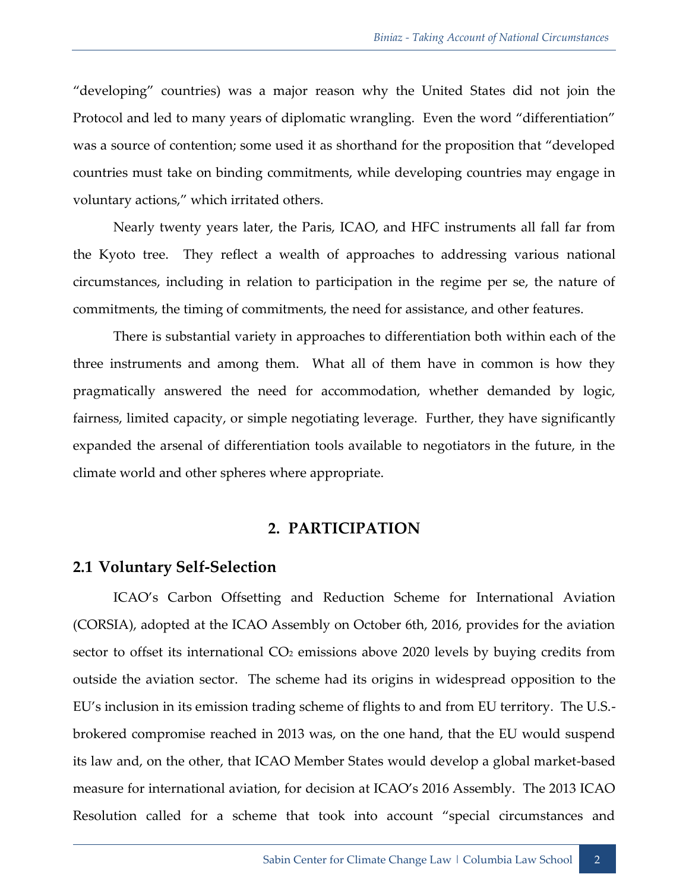"developing" countries) was a major reason why the United States did not join the Protocol and led to many years of diplomatic wrangling. Even the word "differentiation" was a source of contention; some used it as shorthand for the proposition that "developed countries must take on binding commitments, while developing countries may engage in voluntary actions," which irritated others.

Nearly twenty years later, the Paris, ICAO, and HFC instruments all fall far from the Kyoto tree. They reflect a wealth of approaches to addressing various national circumstances, including in relation to participation in the regime per se, the nature of commitments, the timing of commitments, the need for assistance, and other features.

There is substantial variety in approaches to differentiation both within each of the three instruments and among them. What all of them have in common is how they pragmatically answered the need for accommodation, whether demanded by logic, fairness, limited capacity, or simple negotiating leverage. Further, they have significantly expanded the arsenal of differentiation tools available to negotiators in the future, in the climate world and other spheres where appropriate.

## 2. PARTICIPATION

### 2.1 Voluntary Self-Selection

ICAO's Carbon Offsetting and Reduction Scheme for International Aviation (CORSIA), adopted at the ICAO Assembly on October 6th, 2016, provides for the aviation sector to offset its international $CO_2$ emissions above 2020 levels by buying credits from outside the aviation sector. The scheme had its origins in widespread opposition to the EU's inclusion in its emission trading scheme of flights to and from EU territory. The U.S.-brokered compromise reached in 2013 was, on the one hand, that the EU would suspend its law and, on the other, that ICAO Member States would develop a global market-based measure for international aviation, for decision at ICAO's 2016 Assembly. The 2013 ICAO Resolution called for a scheme that took into account "special circumstances and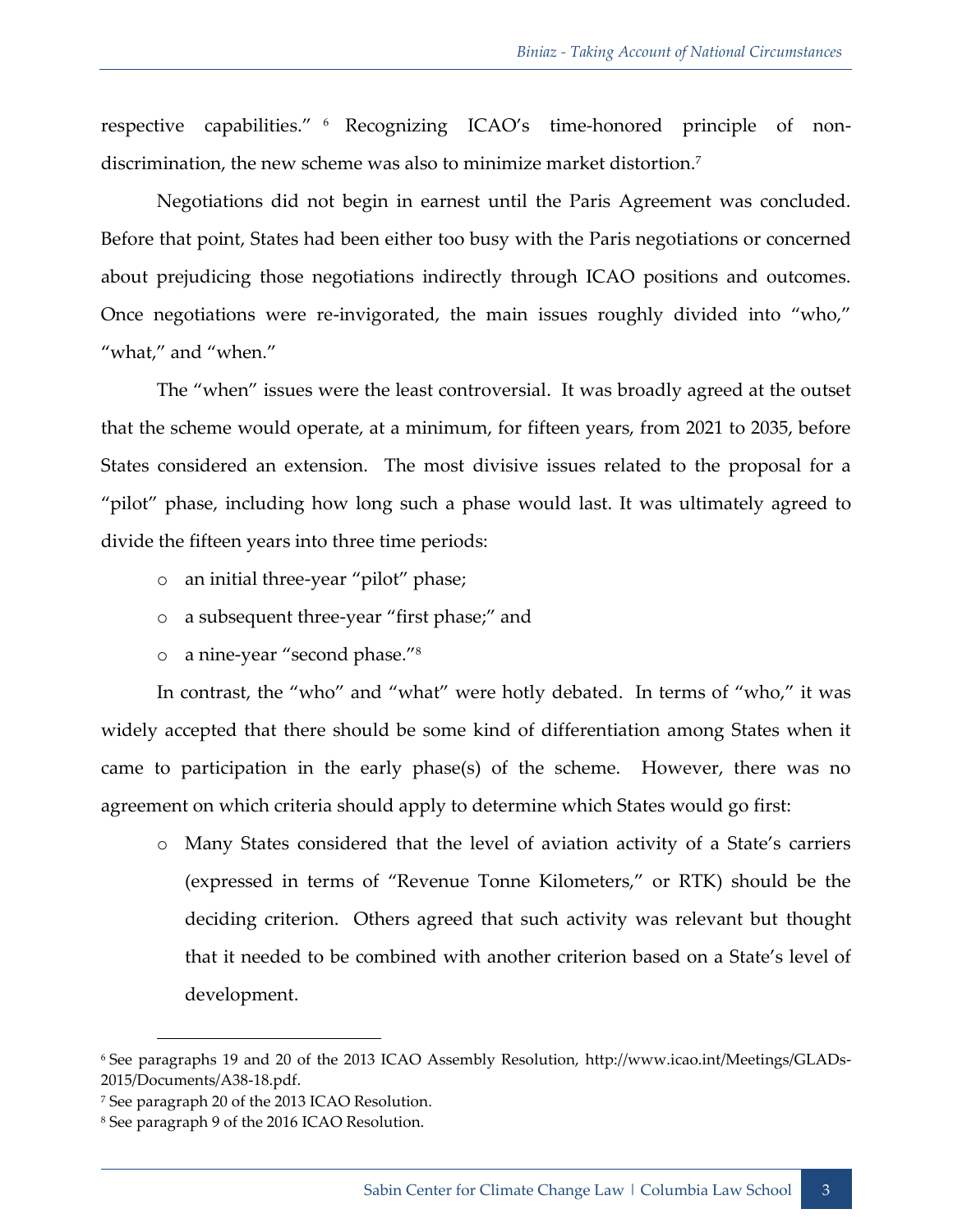respective capabilities." [6] Recognizing ICAO's time-honored principle of non-discrimination, the new scheme was also to minimize market distortion.[7]

Negotiations did not begin in earnest until the Paris Agreement was concluded. Before that point, States had been either too busy with the Paris negotiations or concerned about prejudicing those negotiations indirectly through ICAO positions and outcomes. Once negotiations were re-invigorated, the main issues roughly divided into "who," "what," and "when."

The "when" issues were the least controversial. It was broadly agreed at the outset that the scheme would operate, at a minimum, for fifteen years, from 2021 to 2035, before States considered an extension. The most divisive issues related to the proposal for a "pilot" phase, including how long such a phase would last. It was ultimately agreed to divide the fifteen years into three time periods:

- an initial three-year "pilot" phase;
- a subsequent three-year "first phase;" and
- a nine-year "second phase."[8]

In contrast, the "who" and "what" were hotly debated. In terms of "who," it was widely accepted that there should be some kind of differentiation among States when it came to participation in the early phase(s) of the scheme. However, there was no agreement on which criteria should apply to determine which States would go first:

- Many States considered that the level of aviation activity of a State's carriers (expressed in terms of "Revenue Tonne Kilometers," or RTK) should be the deciding criterion. Others agreed that such activity was relevant but thought that it needed to be combined with another criterion based on a State's level of development.

---

[6] See paragraphs 19 and 20 of the 2013 ICAO Assembly Resolution, http://www.icao.int/Meetings/GLADs-2015/Documents/A38-18.pdf.

[7] See paragraph 20 of the 2013 ICAO Resolution.

[8] See paragraph 9 of the 2016 ICAO Resolution.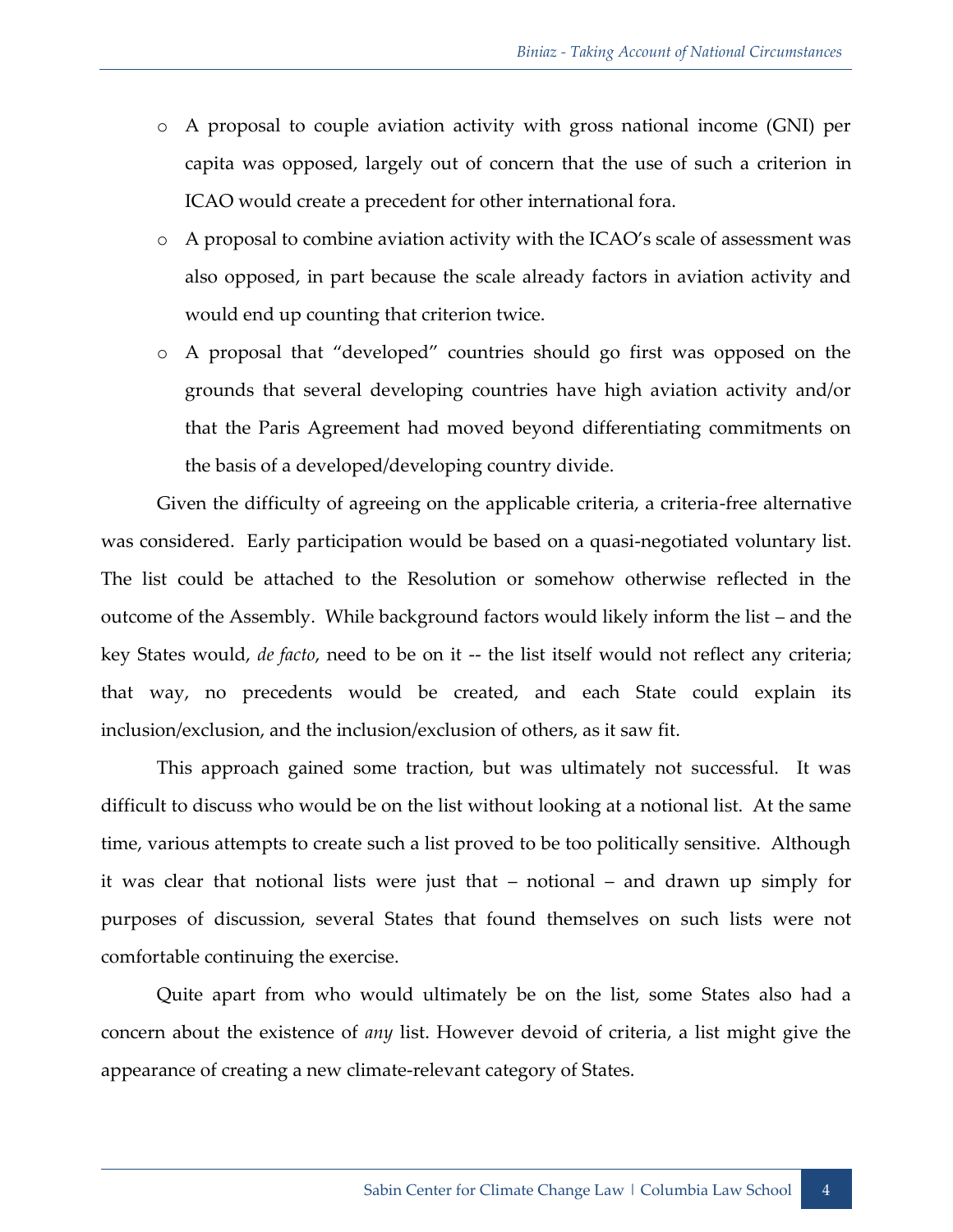- A proposal to couple aviation activity with gross national income (GNI) per capita was opposed, largely out of concern that the use of such a criterion in ICAO would create a precedent for other international fora.
- A proposal to combine aviation activity with the ICAO's scale of assessment was also opposed, in part because the scale already factors in aviation activity and would end up counting that criterion twice.
- A proposal that "developed" countries should go first was opposed on the grounds that several developing countries have high aviation activity and/or that the Paris Agreement had moved beyond differentiating commitments on the basis of a developed/developing country divide.

Given the difficulty of agreeing on the applicable criteria, a criteria-free alternative was considered. Early participation would be based on a quasi-negotiated voluntary list. The list could be attached to the Resolution or somehow otherwise reflected in the outcome of the Assembly. While background factors would likely inform the list – and the key States would, *de facto*, need to be on it -- the list itself would not reflect any criteria; that way, no precedents would be created, and each State could explain its inclusion/exclusion, and the inclusion/exclusion of others, as it saw fit.

This approach gained some traction, but was ultimately not successful. It was difficult to discuss who would be on the list without looking at a notional list. At the same time, various attempts to create such a list proved to be too politically sensitive. Although it was clear that notional lists were just that – notional – and drawn up simply for purposes of discussion, several States that found themselves on such lists were not comfortable continuing the exercise.

Quite apart from who would ultimately be on the list, some States also had a concern about the existence of *any* list. However devoid of criteria, a list might give the appearance of creating a new climate-relevant category of States.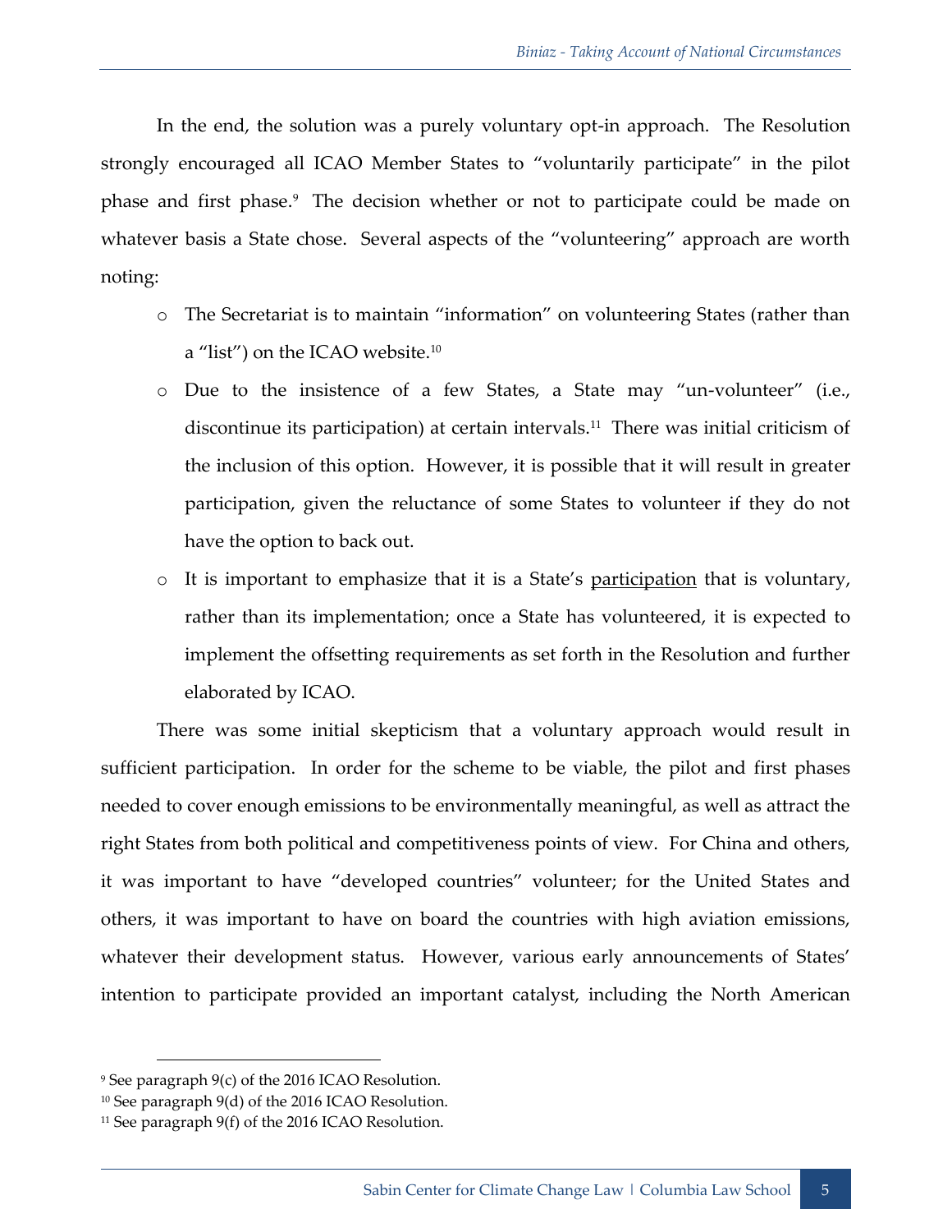In the end, the solution was a purely voluntary opt-in approach. The Resolution strongly encouraged all ICAO Member States to "voluntarily participate" in the pilot phase and first phase.[9] The decision whether or not to participate could be made on whatever basis a State chose. Several aspects of the "volunteering" approach are worth noting:

- The Secretariat is to maintain "information" on volunteering States (rather than a "list") on the ICAO website.[10]
- Due to the insistence of a few States, a State may "un-volunteer" (i.e., discontinue its participation) at certain intervals.[11] There was initial criticism of the inclusion of this option. However, it is possible that it will result in greater participation, given the reluctance of some States to volunteer if they do not have the option to back out.
- It is important to emphasize that it is a State's <u>participation</u> that is voluntary, rather than its implementation; once a State has volunteered, it is expected to implement the offsetting requirements as set forth in the Resolution and further elaborated by ICAO.

There was some initial skepticism that a voluntary approach would result in sufficient participation. In order for the scheme to be viable, the pilot and first phases needed to cover enough emissions to be environmentally meaningful, as well as attract the right States from both political and competitiveness points of view. For China and others, it was important to have "developed countries" volunteer; for the United States and others, it was important to have on board the countries with high aviation emissions, whatever their development status. However, various early announcements of States' intention to participate provided an important catalyst, including the North American

---

[9] See paragraph 9(c) of the 2016 ICAO Resolution.

[10] See paragraph 9(d) of the 2016 ICAO Resolution.

[11] See paragraph 9(f) of the 2016 ICAO Resolution.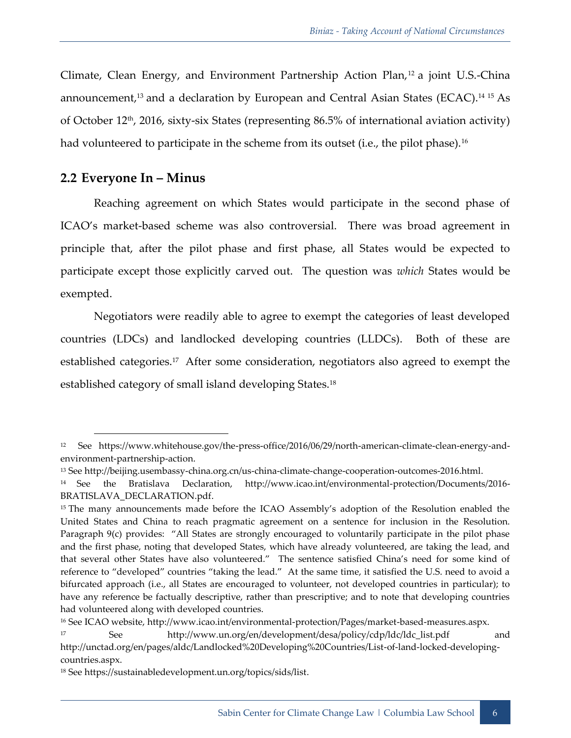Climate, Clean Energy, and Environment Partnership Action Plan,[12] a joint U.S.-China announcement,[13] and a declaration by European and Central Asian States (ECAC).[14] [15] As of October 12th, 2016, sixty-six States (representing 86.5% of international aviation activity) had volunteered to participate in the scheme from its outset (i.e., the pilot phase).[16]

## 2.2 Everyone In – Minus

Reaching agreement on which States would participate in the second phase of ICAO's market-based scheme was also controversial. There was broad agreement in principle that, after the pilot phase and first phase, all States would be expected to participate except those explicitly carved out. The question was *which* States would be exempted.

Negotiators were readily able to agree to exempt the categories of least developed countries (LDCs) and landlocked developing countries (LLDCs). Both of these are established categories.[17] After some consideration, negotiators also agreed to exempt the established category of small island developing States.[18]

---

[12] See https://www.whitehouse.gov/the-press-office/2016/06/29/north-american-climate-clean-energy-and-environment-partnership-action.

[13] See http://beijing.usembassy-china.org.cn/us-china-climate-change-cooperation-outcomes-2016.html.

[14] See the Bratislava Declaration, http://www.icao.int/environmental-protection/Documents/2016-BRATISLAVA_DECLARATION.pdf.

[15] The many announcements made before the ICAO Assembly's adoption of the Resolution enabled the United States and China to reach pragmatic agreement on a sentence for inclusion in the Resolution. Paragraph 9(c) provides: "All States are strongly encouraged to voluntarily participate in the pilot phase and the first phase, noting that developed States, which have already volunteered, are taking the lead, and that several other States have also volunteered." The sentence satisfied China's need for some kind of reference to "developed" countries "taking the lead." At the same time, it satisfied the U.S. need to avoid a bifurcated approach (i.e., all States are encouraged to volunteer, not developed countries in particular); to have any reference be factually descriptive, rather than prescriptive; and to note that developing countries had volunteered along with developed countries.

[16] See ICAO website, http://www.icao.int/environmental-protection/Pages/market-based-measures.aspx.

[17] See http://www.un.org/en/development/desa/policy/cdp/ldc/ldc_list.pdf and http://unctad.org/en/pages/aldc/Landlocked%20Developing%20Countries/List-of-land-locked-developing-countries.aspx.

[18] See https://sustainabledevelopment.un.org/topics/sids/list.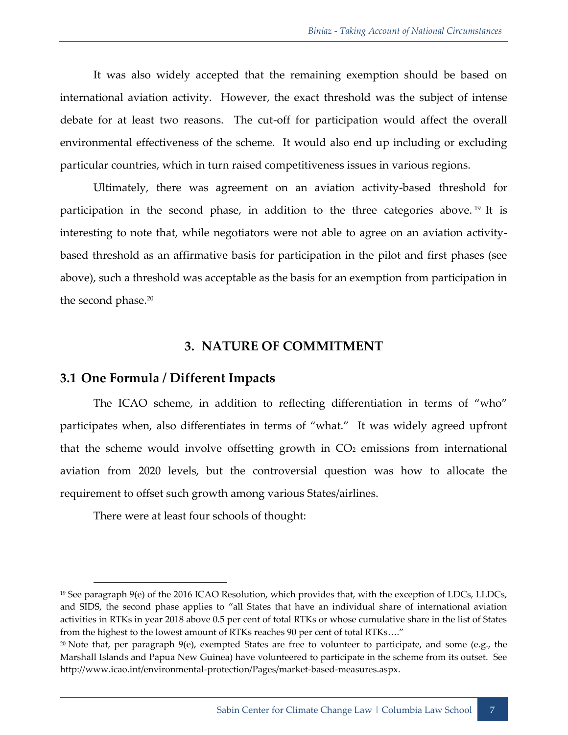It was also widely accepted that the remaining exemption should be based on international aviation activity. However, the exact threshold was the subject of intense debate for at least two reasons. The cut-off for participation would affect the overall environmental effectiveness of the scheme. It would also end up including or excluding particular countries, which in turn raised competitiveness issues in various regions.

Ultimately, there was agreement on an aviation activity-based threshold for participation in the second phase, in addition to the three categories above.[19] It is interesting to note that, while negotiators were not able to agree on an aviation activity-based threshold as an affirmative basis for participation in the pilot and first phases (see above), such a threshold was acceptable as the basis for an exemption from participation in the second phase.[20]

## 3. NATURE OF COMMITMENT

### 3.1 One Formula / Different Impacts

The ICAO scheme, in addition to reflecting differentiation in terms of "who" participates when, also differentiates in terms of "what." It was widely agreed upfront that the scheme would involve offsetting growth in $CO_2$ emissions from international aviation from 2020 levels, but the controversial question was how to allocate the requirement to offset such growth among various States/airlines.

There were at least four schools of thought:

---

[19] See paragraph 9(e) of the 2016 ICAO Resolution, which provides that, with the exception of LDCs, LLDCs, and SIDS, the second phase applies to "all States that have an individual share of international aviation activities in RTKs in year 2018 above 0.5 per cent of total RTKs or whose cumulative share in the list of States from the highest to the lowest amount of RTKs reaches 90 per cent of total RTKs…."

[20] Note that, per paragraph 9(e), exempted States are free to volunteer to participate, and some (e.g., the Marshall Islands and Papua New Guinea) have volunteered to participate in the scheme from its outset. See http://www.icao.int/environmental-protection/Pages/market-based-measures.aspx.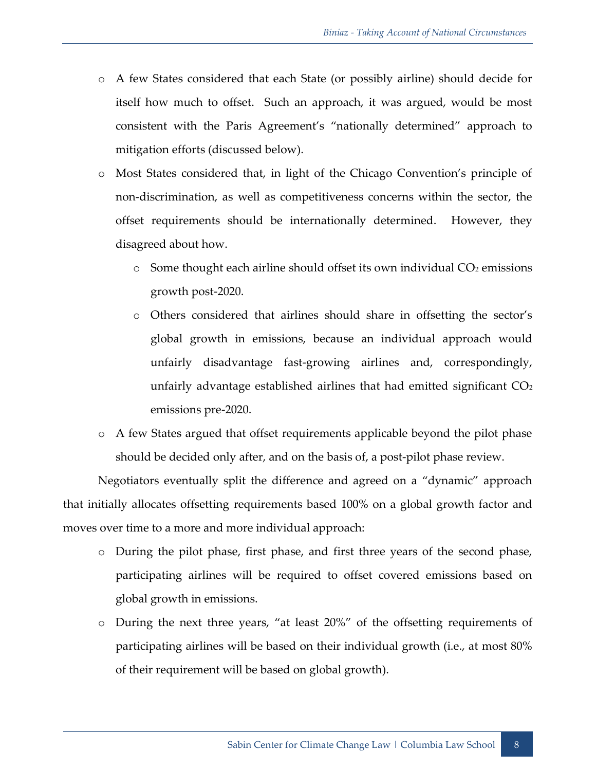- A few States considered that each State (or possibly airline) should decide for itself how much to offset. Such an approach, it was argued, would be most consistent with the Paris Agreement's "nationally determined" approach to mitigation efforts (discussed below).
- Most States considered that, in light of the Chicago Convention's principle of non-discrimination, as well as competitiveness concerns within the sector, the offset requirements should be internationally determined. However, they disagreed about how.
  - Some thought each airline should offset its own individual $CO_2$ emissions growth post-2020.
  - Others considered that airlines should share in offsetting the sector's global growth in emissions, because an individual approach would unfairly disadvantage fast-growing airlines and, correspondingly, unfairly advantage established airlines that had emitted significant $CO_2$ emissions pre-2020.
- A few States argued that offset requirements applicable beyond the pilot phase should be decided only after, and on the basis of, a post-pilot phase review.

Negotiators eventually split the difference and agreed on a "dynamic" approach that initially allocates offsetting requirements based 100% on a global growth factor and moves over time to a more and more individual approach:

- During the pilot phase, first phase, and first three years of the second phase, participating airlines will be required to offset covered emissions based on global growth in emissions.
- During the next three years, "at least 20%" of the offsetting requirements of participating airlines will be based on their individual growth (i.e., at most 80% of their requirement will be based on global growth).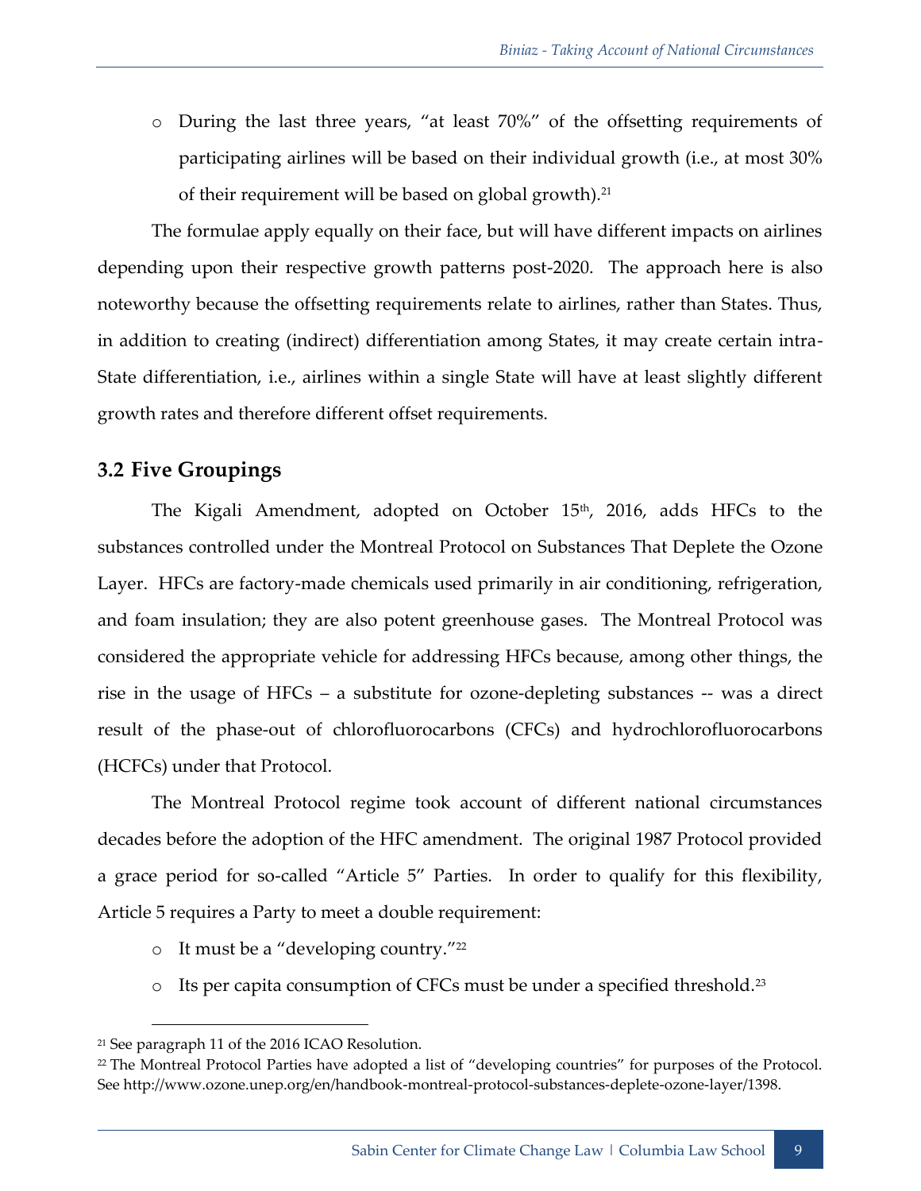- During the last three years, "at least 70%" of the offsetting requirements of participating airlines will be based on their individual growth (i.e., at most 30% of their requirement will be based on global growth).[21]

The formulae apply equally on their face, but will have different impacts on airlines depending upon their respective growth patterns post-2020. The approach here is also noteworthy because the offsetting requirements relate to airlines, rather than States. Thus, in addition to creating (indirect) differentiation among States, it may create certain intra-State differentiation, i.e., airlines within a single State will have at least slightly different growth rates and therefore different offset requirements.

## 3.2 Five Groupings

The Kigali Amendment, adopted on October 15th, 2016, adds HFCs to the substances controlled under the Montreal Protocol on Substances That Deplete the Ozone Layer. HFCs are factory-made chemicals used primarily in air conditioning, refrigeration, and foam insulation; they are also potent greenhouse gases. The Montreal Protocol was considered the appropriate vehicle for addressing HFCs because, among other things, the rise in the usage of HFCs – a substitute for ozone-depleting substances -- was a direct result of the phase-out of chlorofluorocarbons (CFCs) and hydrochlorofluorocarbons (HCFCs) under that Protocol.

The Montreal Protocol regime took account of different national circumstances decades before the adoption of the HFC amendment. The original 1987 Protocol provided a grace period for so-called "Article 5" Parties. In order to qualify for this flexibility, Article 5 requires a Party to meet a double requirement:

- It must be a "developing country."[22]
- Its per capita consumption of CFCs must be under a specified threshold.[23]

---

[21] See paragraph 11 of the 2016 ICAO Resolution.

[22] The Montreal Protocol Parties have adopted a list of "developing countries" for purposes of the Protocol. See http://www.ozone.unep.org/en/handbook-montreal-protocol-substances-deplete-ozone-layer/1398.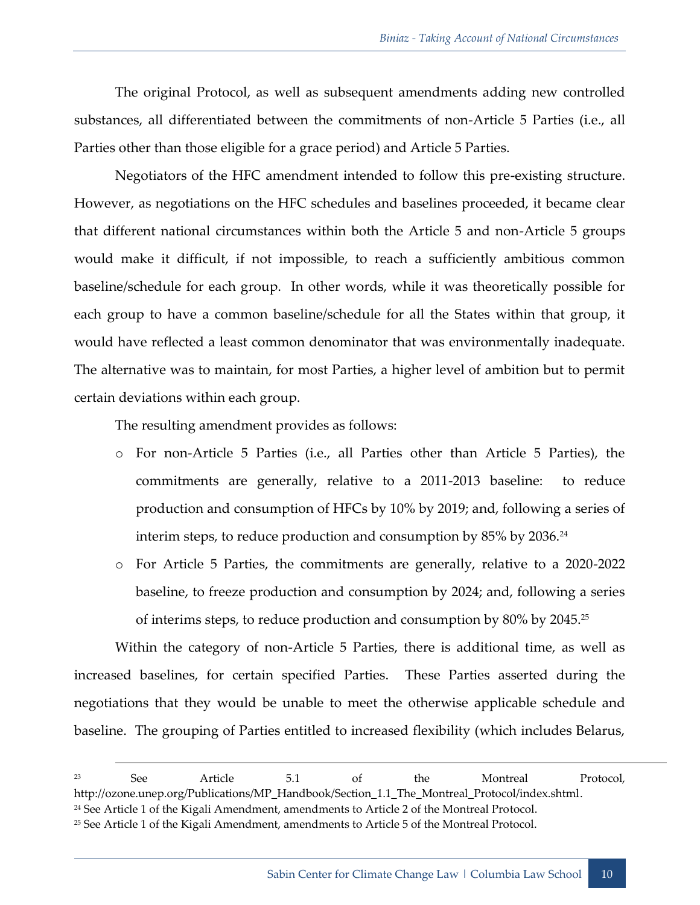The original Protocol, as well as subsequent amendments adding new controlled substances, all differentiated between the commitments of non-Article 5 Parties (i.e., all Parties other than those eligible for a grace period) and Article 5 Parties.

Negotiators of the HFC amendment intended to follow this pre-existing structure. However, as negotiations on the HFC schedules and baselines proceeded, it became clear that different national circumstances within both the Article 5 and non-Article 5 groups would make it difficult, if not impossible, to reach a sufficiently ambitious common baseline/schedule for each group. In other words, while it was theoretically possible for each group to have a common baseline/schedule for all the States within that group, it would have reflected a least common denominator that was environmentally inadequate. The alternative was to maintain, for most Parties, a higher level of ambition but to permit certain deviations within each group.

The resulting amendment provides as follows:

- For non-Article 5 Parties (i.e., all Parties other than Article 5 Parties), the commitments are generally, relative to a 2011-2013 baseline: to reduce production and consumption of HFCs by 10% by 2019; and, following a series of interim steps, to reduce production and consumption by 85% by 2036.[24]
- For Article 5 Parties, the commitments are generally, relative to a 2020-2022 baseline, to freeze production and consumption by 2024; and, following a series of interims steps, to reduce production and consumption by 80% by 2045.[25]

Within the category of non-Article 5 Parties, there is additional time, as well as increased baselines, for certain specified Parties. These Parties asserted during the negotiations that they would be unable to meet the otherwise applicable schedule and baseline. The grouping of Parties entitled to increased flexibility (which includes Belarus,

---

[23] See Article 5.1 of the Montreal Protocol, http://ozone.unep.org/Publications/MP_Handbook/Section_1.1_The_Montreal_Protocol/index.shtml.

[24] See Article 1 of the Kigali Amendment, amendments to Article 2 of the Montreal Protocol.

[25] See Article 1 of the Kigali Amendment, amendments to Article 5 of the Montreal Protocol.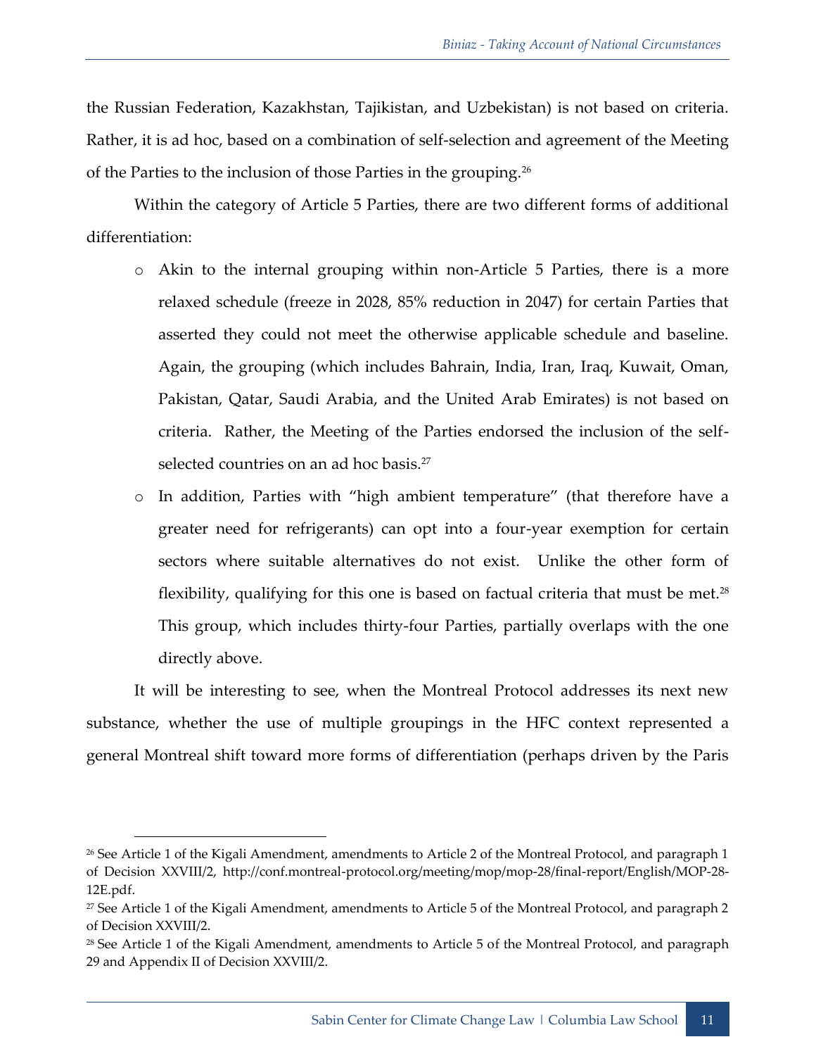the Russian Federation, Kazakhstan, Tajikistan, and Uzbekistan) is not based on criteria. Rather, it is ad hoc, based on a combination of self-selection and agreement of the Meeting of the Parties to the inclusion of those Parties in the grouping.[26]

Within the category of Article 5 Parties, there are two different forms of additional differentiation:

- Akin to the internal grouping within non-Article 5 Parties, there is a more relaxed schedule (freeze in 2028, 85% reduction in 2047) for certain Parties that asserted they could not meet the otherwise applicable schedule and baseline. Again, the grouping (which includes Bahrain, India, Iran, Iraq, Kuwait, Oman, Pakistan, Qatar, Saudi Arabia, and the United Arab Emirates) is not based on criteria. Rather, the Meeting of the Parties endorsed the inclusion of the self-selected countries on an ad hoc basis.[27]
- In addition, Parties with "high ambient temperature" (that therefore have a greater need for refrigerants) can opt into a four-year exemption for certain sectors where suitable alternatives do not exist. Unlike the other form of flexibility, qualifying for this one is based on factual criteria that must be met.[28] This group, which includes thirty-four Parties, partially overlaps with the one directly above.

It will be interesting to see, when the Montreal Protocol addresses its next new substance, whether the use of multiple groupings in the HFC context represented a general Montreal shift toward more forms of differentiation (perhaps driven by the Paris

---

[26] See Article 1 of the Kigali Amendment, amendments to Article 2 of the Montreal Protocol, and paragraph 1 of Decision XXVIII/2, http://conf.montreal-protocol.org/meeting/mop/mop-28/final-report/English/MOP-28-12E.pdf.

[27] See Article 1 of the Kigali Amendment, amendments to Article 5 of the Montreal Protocol, and paragraph 2 of Decision XXVIII/2.

[28] See Article 1 of the Kigali Amendment, amendments to Article 5 of the Montreal Protocol, and paragraph 29 and Appendix II of Decision XXVIII/2.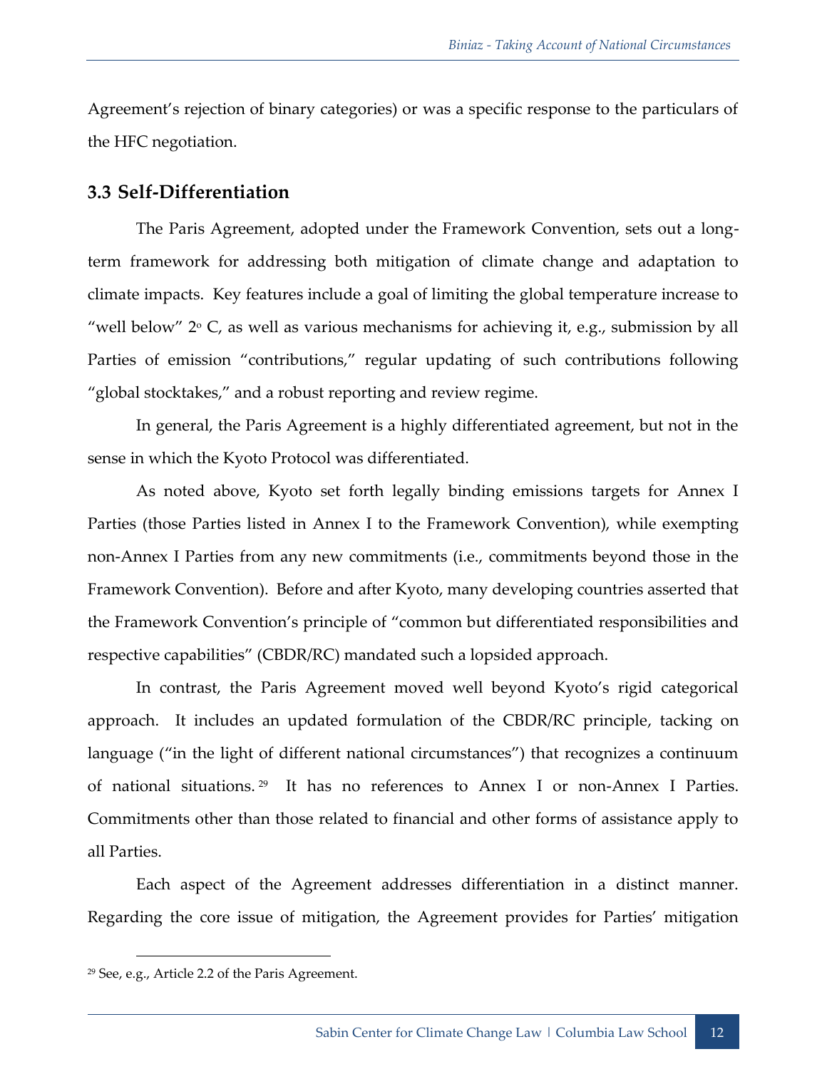Agreement's rejection of binary categories) or was a specific response to the particulars of the HFC negotiation.

## 3.3 Self-Differentiation

The Paris Agreement, adopted under the Framework Convention, sets out a long-term framework for addressing both mitigation of climate change and adaptation to climate impacts. Key features include a goal of limiting the global temperature increase to "well below" 2° C, as well as various mechanisms for achieving it, e.g., submission by all Parties of emission "contributions," regular updating of such contributions following "global stocktakes," and a robust reporting and review regime.

In general, the Paris Agreement is a highly differentiated agreement, but not in the sense in which the Kyoto Protocol was differentiated.

As noted above, Kyoto set forth legally binding emissions targets for Annex I Parties (those Parties listed in Annex I to the Framework Convention), while exempting non-Annex I Parties from any new commitments (i.e., commitments beyond those in the Framework Convention). Before and after Kyoto, many developing countries asserted that the Framework Convention's principle of "common but differentiated responsibilities and respective capabilities" (CBDR/RC) mandated such a lopsided approach.

In contrast, the Paris Agreement moved well beyond Kyoto's rigid categorical approach. It includes an updated formulation of the CBDR/RC principle, tacking on language ("in the light of different national circumstances") that recognizes a continuum of national situations.[29] It has no references to Annex I or non-Annex I Parties. Commitments other than those related to financial and other forms of assistance apply to all Parties.

Each aspect of the Agreement addresses differentiation in a distinct manner. Regarding the core issue of mitigation, the Agreement provides for Parties' mitigation

[29] See, e.g., Article 2.2 of the Paris Agreement.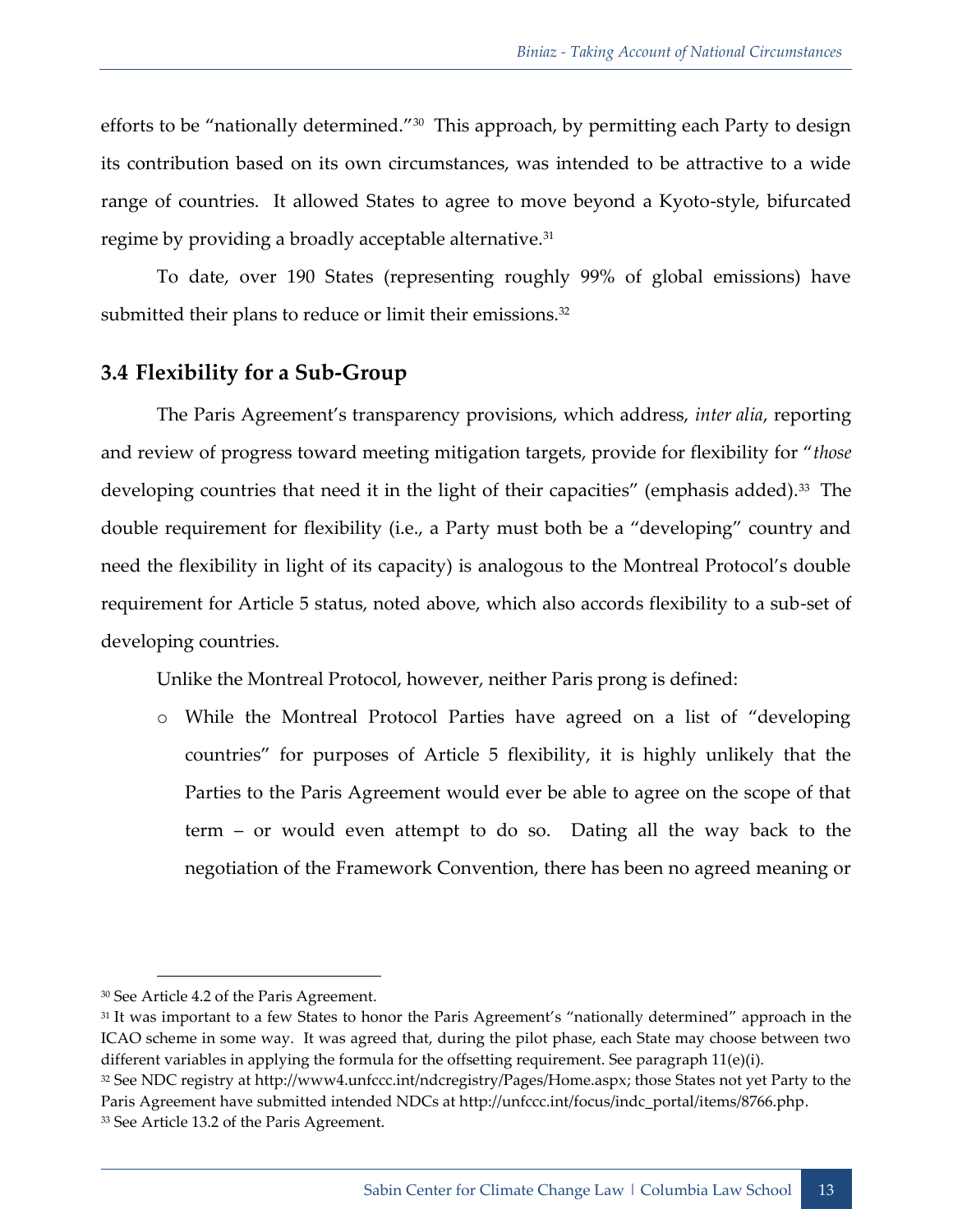efforts to be "nationally determined."[30] This approach, by permitting each Party to design its contribution based on its own circumstances, was intended to be attractive to a wide range of countries. It allowed States to agree to move beyond a Kyoto-style, bifurcated regime by providing a broadly acceptable alternative.[31]

To date, over 190 States (representing roughly 99% of global emissions) have submitted their plans to reduce or limit their emissions.[32]

### 3.4 Flexibility for a Sub-Group

The Paris Agreement's transparency provisions, which address, *inter alia*, reporting and review of progress toward meeting mitigation targets, provide for flexibility for "*those* developing countries that need it in the light of their capacities" (emphasis added).[33] The double requirement for flexibility (i.e., a Party must both be a "developing" country and need the flexibility in light of its capacity) is analogous to the Montreal Protocol's double requirement for Article 5 status, noted above, which also accords flexibility to a sub-set of developing countries.

Unlike the Montreal Protocol, however, neither Paris prong is defined:

- While the Montreal Protocol Parties have agreed on a list of "developing countries" for purposes of Article 5 flexibility, it is highly unlikely that the Parties to the Paris Agreement would ever be able to agree on the scope of that term – or would even attempt to do so. Dating all the way back to the negotiation of the Framework Convention, there has been no agreed meaning or

---

[30] See Article 4.2 of the Paris Agreement.

[31] It was important to a few States to honor the Paris Agreement's "nationally determined" approach in the ICAO scheme in some way. It was agreed that, during the pilot phase, each State may choose between two different variables in applying the formula for the offsetting requirement. See paragraph 11(e)(i).

[32] See NDC registry at http://www4.unfccc.int/ndcregistry/Pages/Home.aspx; those States not yet Party to the Paris Agreement have submitted intended NDCs at http://unfccc.int/focus/indc_portal/items/8766.php.

[33] See Article 13.2 of the Paris Agreement.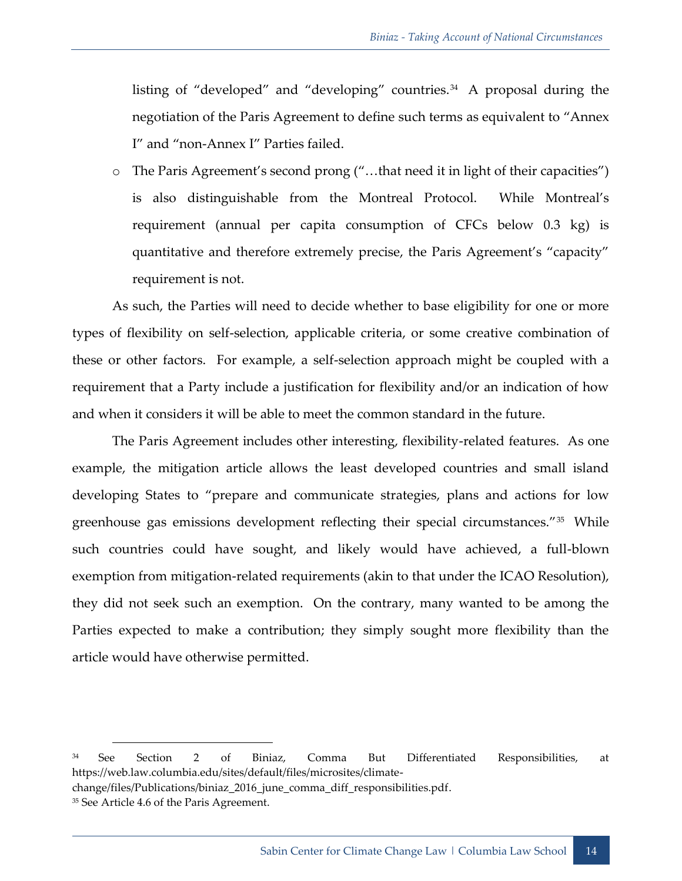listing of "developed" and "developing" countries.[34] A proposal during the negotiation of the Paris Agreement to define such terms as equivalent to "Annex I" and "non-Annex I" Parties failed.

- The Paris Agreement's second prong ("…that need it in light of their capacities") is also distinguishable from the Montreal Protocol. While Montreal's requirement (annual per capita consumption of CFCs below 0.3 kg) is quantitative and therefore extremely precise, the Paris Agreement's "capacity" requirement is not.

As such, the Parties will need to decide whether to base eligibility for one or more types of flexibility on self-selection, applicable criteria, or some creative combination of these or other factors. For example, a self-selection approach might be coupled with a requirement that a Party include a justification for flexibility and/or an indication of how and when it considers it will be able to meet the common standard in the future.

The Paris Agreement includes other interesting, flexibility-related features. As one example, the mitigation article allows the least developed countries and small island developing States to "prepare and communicate strategies, plans and actions for low greenhouse gas emissions development reflecting their special circumstances."[35] While such countries could have sought, and likely would have achieved, a full-blown exemption from mitigation-related requirements (akin to that under the ICAO Resolution), they did not seek such an exemption. On the contrary, many wanted to be among the Parties expected to make a contribution; they simply sought more flexibility than the article would have otherwise permitted.

---

[34] See Section 2 of Biniaz, Comma But Differentiated Responsibilities, at https://web.law.columbia.edu/sites/default/files/microsites/climate-change/files/Publications/biniaz_2016_june_comma_diff_responsibilities.pdf.

[35] See Article 4.6 of the Paris Agreement.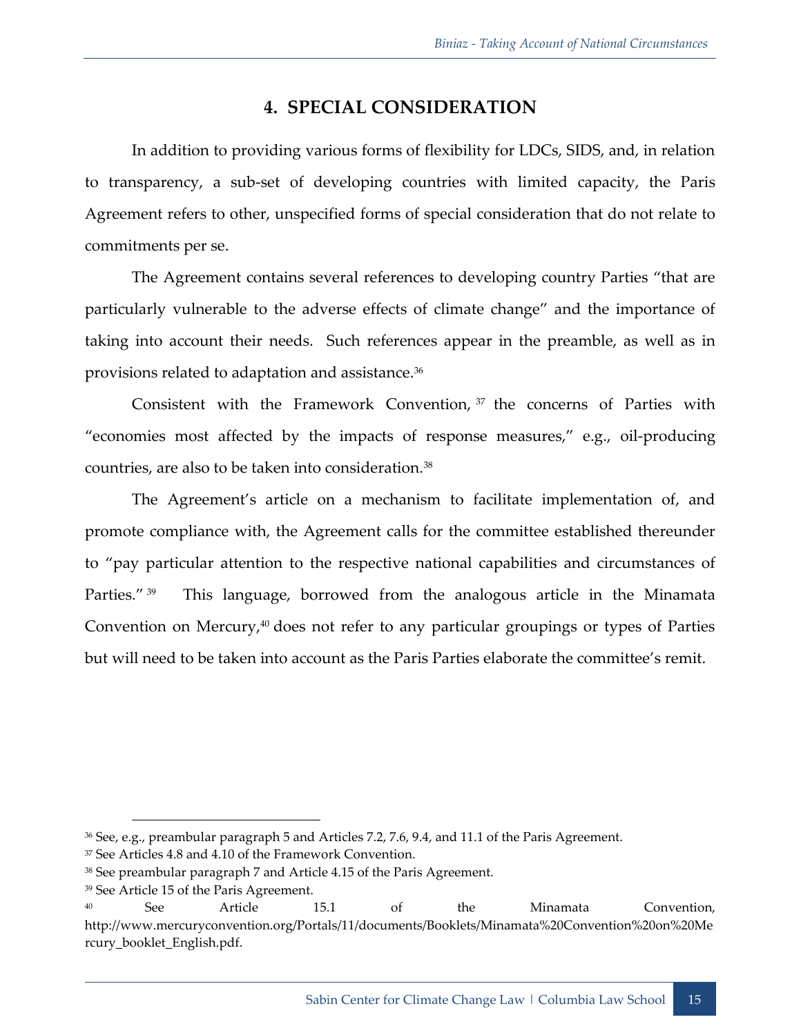## 4. SPECIAL CONSIDERATION

In addition to providing various forms of flexibility for LDCs, SIDS, and, in relation to transparency, a sub-set of developing countries with limited capacity, the Paris Agreement refers to other, unspecified forms of special consideration that do not relate to commitments per se.

The Agreement contains several references to developing country Parties "that are particularly vulnerable to the adverse effects of climate change" and the importance of taking into account their needs. Such references appear in the preamble, as well as in provisions related to adaptation and assistance.[36]

Consistent with the Framework Convention,[37] the concerns of Parties with "economies most affected by the impacts of response measures," e.g., oil-producing countries, are also to be taken into consideration.[38]

The Agreement's article on a mechanism to facilitate implementation of, and promote compliance with, the Agreement calls for the committee established thereunder to "pay particular attention to the respective national capabilities and circumstances of Parties."[39] This language, borrowed from the analogous article in the Minamata Convention on Mercury,[40] does not refer to any particular groupings or types of Parties but will need to be taken into account as the Paris Parties elaborate the committee's remit.

---

[36] See, e.g., preambular paragraph 5 and Articles 7.2, 7.6, 9.4, and 11.1 of the Paris Agreement.

[37] See Articles 4.8 and 4.10 of the Framework Convention.

[38] See preambular paragraph 7 and Article 4.15 of the Paris Agreement.

[39] See Article 15 of the Paris Agreement.

[40] See Article 15.1 of the Minamata Convention, http://www.mercuryconvention.org/Portals/11/documents/Booklets/Minamata%20Convention%20on%20Mercury_booklet_English.pdf.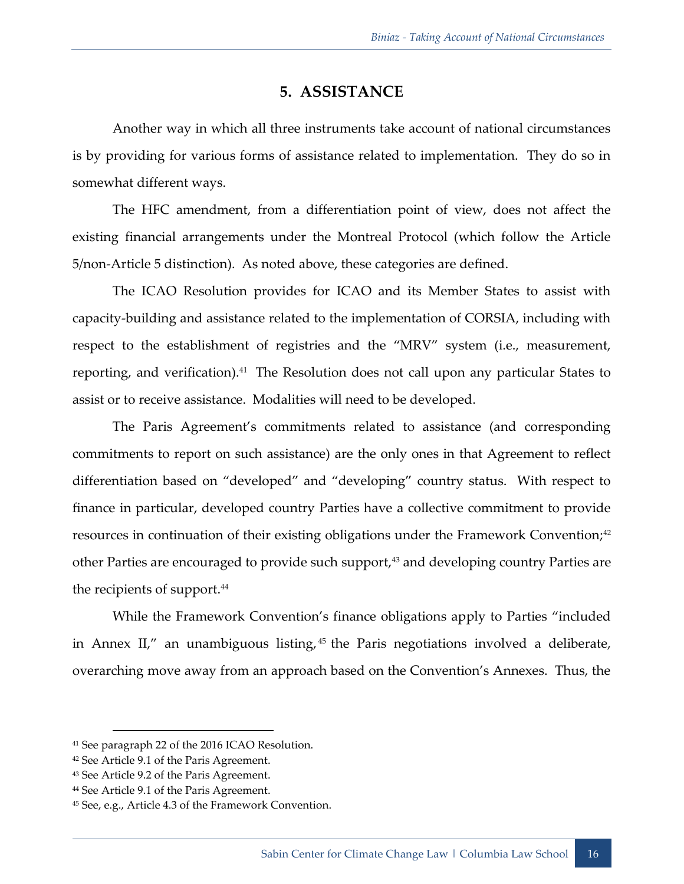## 5. ASSISTANCE

Another way in which all three instruments take account of national circumstances is by providing for various forms of assistance related to implementation. They do so in somewhat different ways.

The HFC amendment, from a differentiation point of view, does not affect the existing financial arrangements under the Montreal Protocol (which follow the Article 5/non-Article 5 distinction). As noted above, these categories are defined.

The ICAO Resolution provides for ICAO and its Member States to assist with capacity-building and assistance related to the implementation of CORSIA, including with respect to the establishment of registries and the "MRV" system (i.e., measurement, reporting, and verification).[41] The Resolution does not call upon any particular States to assist or to receive assistance. Modalities will need to be developed.

The Paris Agreement's commitments related to assistance (and corresponding commitments to report on such assistance) are the only ones in that Agreement to reflect differentiation based on "developed" and "developing" country status. With respect to finance in particular, developed country Parties have a collective commitment to provide resources in continuation of their existing obligations under the Framework Convention;[42] other Parties are encouraged to provide such support,[43] and developing country Parties are the recipients of support.[44]

While the Framework Convention's finance obligations apply to Parties "included in Annex II," an unambiguous listing,[45] the Paris negotiations involved a deliberate, overarching move away from an approach based on the Convention's Annexes. Thus, the

---

[41] See paragraph 22 of the 2016 ICAO Resolution.

[42] See Article 9.1 of the Paris Agreement.

[43] See Article 9.2 of the Paris Agreement.

[44] See Article 9.1 of the Paris Agreement.

[45] See, e.g., Article 4.3 of the Framework Convention.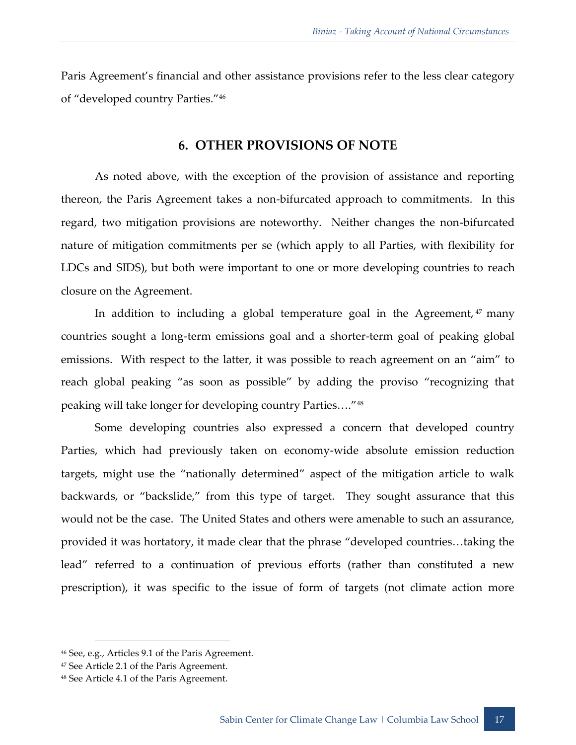Paris Agreement's financial and other assistance provisions refer to the less clear category of "developed country Parties."[46]

## 6. OTHER PROVISIONS OF NOTE

As noted above, with the exception of the provision of assistance and reporting thereon, the Paris Agreement takes a non-bifurcated approach to commitments. In this regard, two mitigation provisions are noteworthy. Neither changes the non-bifurcated nature of mitigation commitments per se (which apply to all Parties, with flexibility for LDCs and SIDS), but both were important to one or more developing countries to reach closure on the Agreement.

In addition to including a global temperature goal in the Agreement,[47] many countries sought a long-term emissions goal and a shorter-term goal of peaking global emissions. With respect to the latter, it was possible to reach agreement on an "aim" to reach global peaking "as soon as possible" by adding the proviso "recognizing that peaking will take longer for developing country Parties…."[48]

Some developing countries also expressed a concern that developed country Parties, which had previously taken on economy-wide absolute emission reduction targets, might use the "nationally determined" aspect of the mitigation article to walk backwards, or "backslide," from this type of target. They sought assurance that this would not be the case. The United States and others were amenable to such an assurance, provided it was hortatory, it made clear that the phrase "developed countries…taking the lead" referred to a continuation of previous efforts (rather than constituted a new prescription), it was specific to the issue of form of targets (not climate action more

---

[46] See, e.g., Articles 9.1 of the Paris Agreement.

[47] See Article 2.1 of the Paris Agreement.

[48] See Article 4.1 of the Paris Agreement.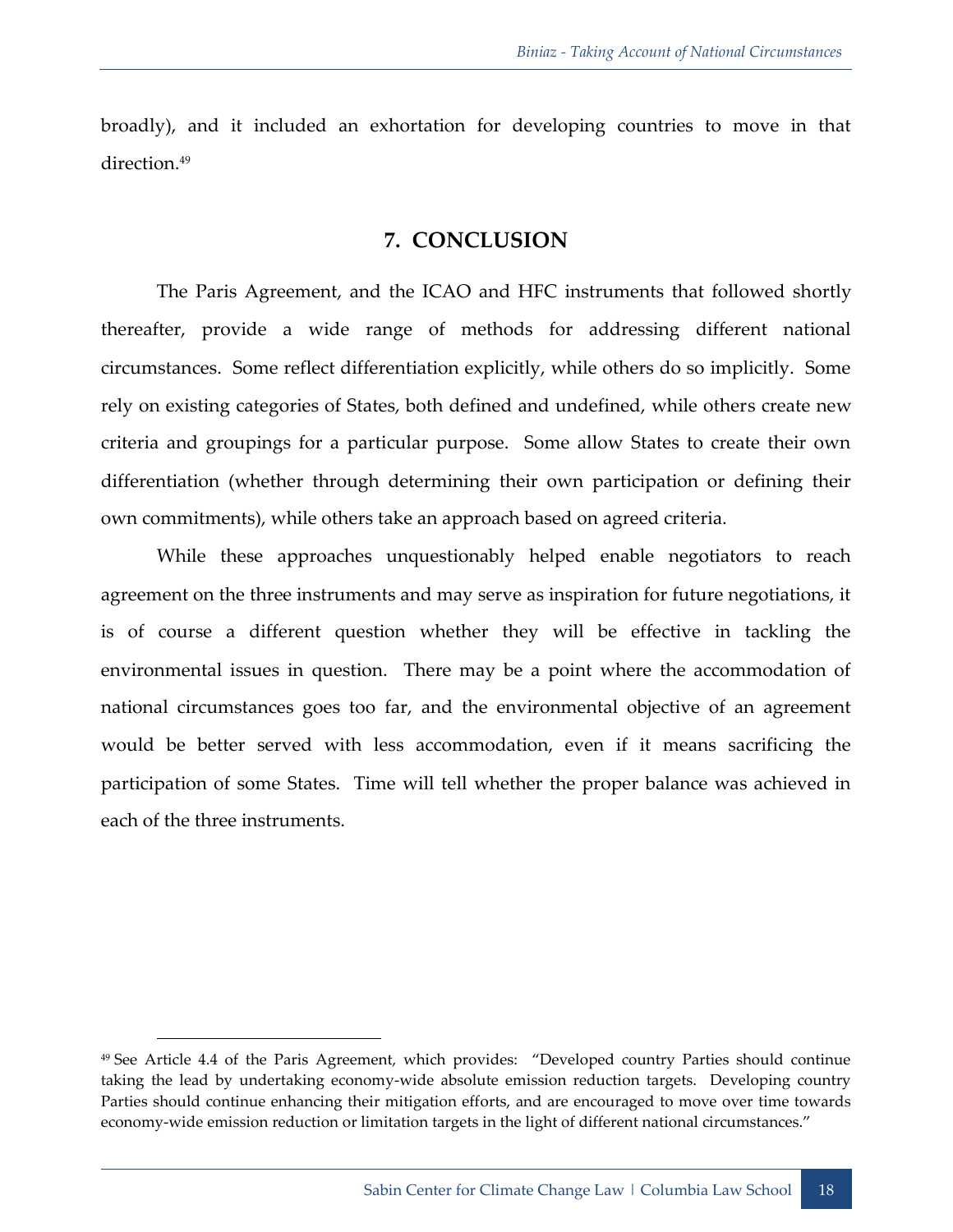broadly), and it included an exhortation for developing countries to move in that direction.[49]

## 7. CONCLUSION

The Paris Agreement, and the ICAO and HFC instruments that followed shortly thereafter, provide a wide range of methods for addressing different national circumstances. Some reflect differentiation explicitly, while others do so implicitly. Some rely on existing categories of States, both defined and undefined, while others create new criteria and groupings for a particular purpose. Some allow States to create their own differentiation (whether through determining their own participation or defining their own commitments), while others take an approach based on agreed criteria.

While these approaches unquestionably helped enable negotiators to reach agreement on the three instruments and may serve as inspiration for future negotiations, it is of course a different question whether they will be effective in tackling the environmental issues in question. There may be a point where the accommodation of national circumstances goes too far, and the environmental objective of an agreement would be better served with less accommodation, even if it means sacrificing the participation of some States. Time will tell whether the proper balance was achieved in each of the three instruments.

---

[49] See Article 4.4 of the Paris Agreement, which provides: "Developed country Parties should continue taking the lead by undertaking economy-wide absolute emission reduction targets. Developing country Parties should continue enhancing their mitigation efforts, and are encouraged to move over time towards economy-wide emission reduction or limitation targets in the light of different national circumstances."